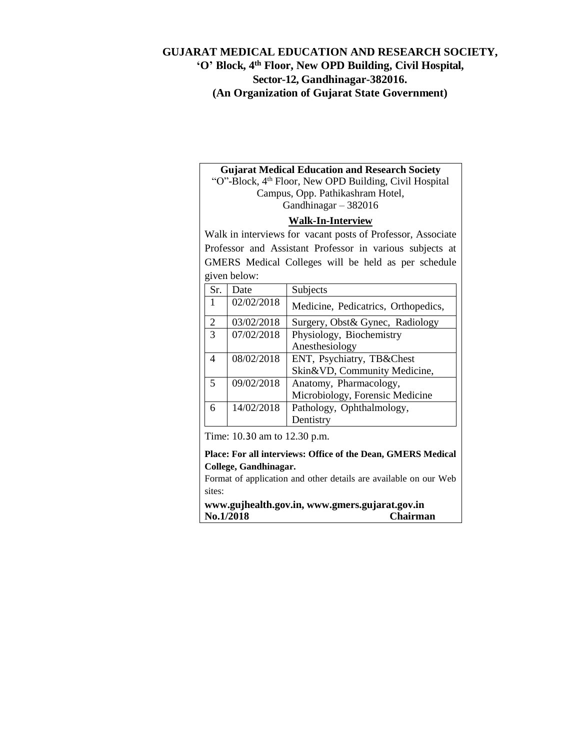# GUJARAT MEDICAL EDUCATION AND RESEARCH SOCIETY,

**'O' Block, 4th Floor, New OPD Building, Civil Hospital,**
**Sector-12, Gandhinagar-382016.**
**(An Organization of Gujarat State Government)**

**Gujarat Medical Education and Research Society**
"O"-Block, 4th Floor, New OPD Building, Civil Hospital Campus, Opp. Pathikashram Hotel, Gandhinagar – 382016

## Walk-In-Interview

Walk in interviews for vacant posts of Professor, Associate Professor and Assistant Professor in various subjects at GMERS Medical Colleges will be held as per schedule given below:

| Sr. | Date | Subjects |
|---|---|---|
| 1 | 02/02/2018 | Medicine, Pedicatrics, Orthopedics, |
| 2 | 03/02/2018 | Surgery, Obst& Gynec, Radiology |
| 3 | 07/02/2018 | Physiology, Biochemistry Anesthesiology |
| 4 | 08/02/2018 | ENT, Psychiatry, TB&Chest Skin&VD, Community Medicine, |
| 5 | 09/02/2018 | Anatomy, Pharmacology, Microbiology, Forensic Medicine |
| 6 | 14/02/2018 | Pathology, Ophthalmology, Dentistry |

Time: 10.30 am to 12.30 p.m.

**Place: For all interviews: Office of the Dean, GMERS Medical College, Gandhinagar.**

Format of application and other details are available on our Web sites:

**www.gujhealth.gov.in, www.gmers.gujarat.gov.in**

**No.1/2018** **Chairman**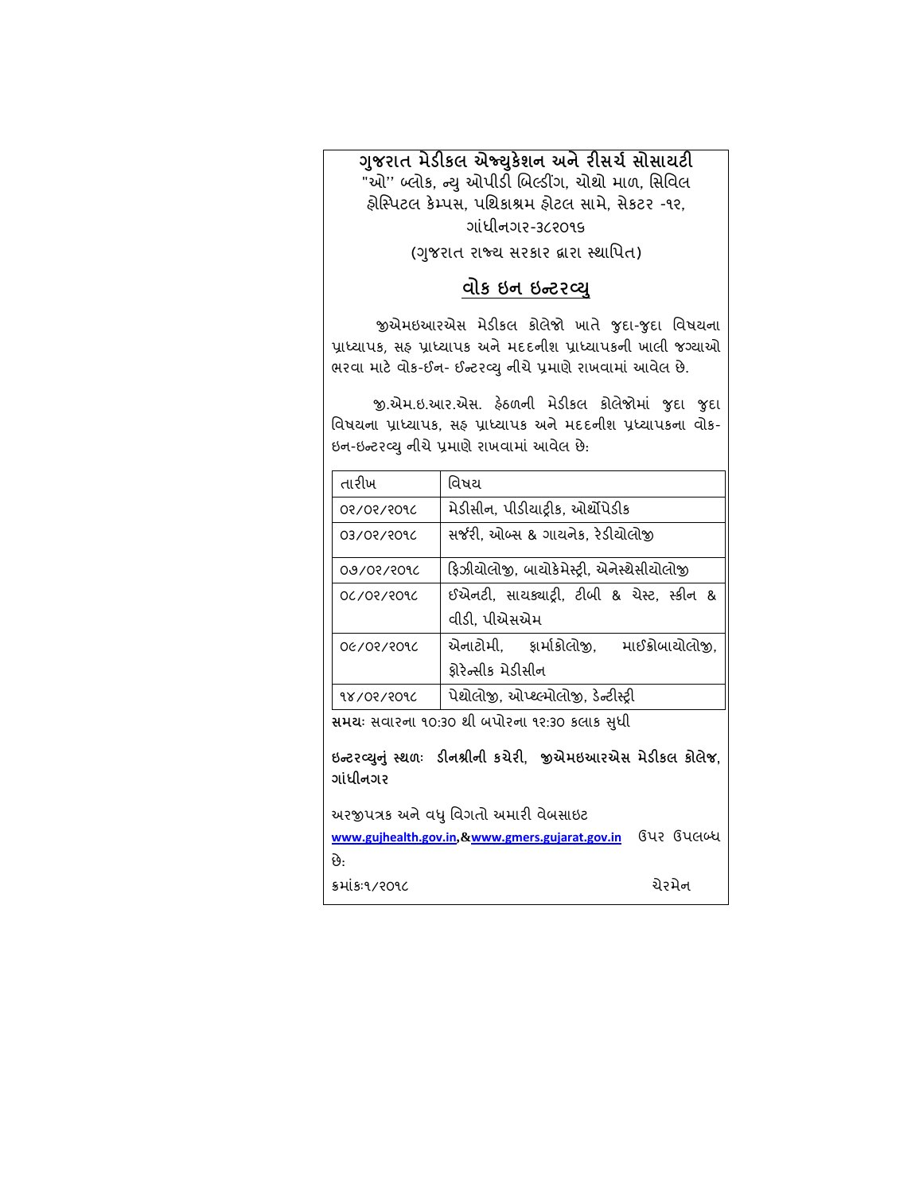# ગુજરાત મેડીકલ એજ્યુકેશન અને રીસર્ચ સોસાયટી

"ઓ" બ્લોક, ન્યુ ઓપીડી બિલ્ડીંગ, ચોથો માળ, સિવિલ હોસ્પિટલ કેમ્પસ, પથિકાશ્રમ હોટલ સામે, સેકટર -૧૨, ગાંધીનગર-૩૮૨૦૧૬

(ગુજરાત રાજ્ય સરકાર દ્વારા સ્થાપિત)

## વોક ઇન ઇન્ટરવ્યુ

જીએમઇઆરએસ મેડીકલ કોલેજો ખાતે જુદા-જુદા વિષયના પ્રાધ્યાપક, સહ પ્રાધ્યાપક અને મદદનીશ પ્રાધ્યાપકની ખાલી જગ્યાઓ ભરવા માટે વોક-ઈન- ઈન્ટરવ્યુ નીચે પ્રમાણે રાખવામાં આવેલ છે.

જી.એમ.ઇ.આર.એસ. હેઠળની મેડીકલ કોલેજોમાં જુદા જુદા વિષયના પ્રાધ્યાપક, સહ પ્રાધ્યાપક અને મદદનીશ પ્રધ્યાપકના વોક-ઇન-ઇન્ટરવ્યુ નીચે પ્રમાણે રાખવામાં આવેલ છે:

| તારીખ | વિષય |
|---|---|
| ૦૨/૦૨/૨૦૧૮ | મેડીસીન, પીડીયાટ્રીક, ઓર્થોપેડીક |
| ૦૩/૦૨/૨૦૧૮ | સર્જરી, ઓબ્સ & ગાયનેક, રેડીયોલોજી |
| ૦૭/૦૨/૨૦૧૮ | ફિઝીયોલોજી, બાયોકેમેસ્ટ્રી, એનેસ્થેસીયોલોજી |
| ૦૮/૦૨/૨૦૧૮ | ઈએનટી, સાયક્યાટ્રી, ટીબી & ચેસ્ટ, સ્કીન & વીડી, પીએસએમ |
| ૦૯/૦૨/૨૦૧૮ | એનાટોમી, ફાર્માકોલોજી, માઈક્રોબાયોલોજી, ફોરેન્સીક મેડીસીન |
| ૧૪/૦૨/૨૦૧૮ | પેથોલોજી, ઓપ્થલ્મોલોજી, ડેન્ટીસ્ટ્રી |

**સમયઃ** સવારના ૧૦:૩૦ થી બપોરના ૧૨:૩૦ કલાક સુધી

**ઇન્ટરવ્યુનું સ્થળઃ ડીનશ્રીની કચેરી, જીએમઇઆરએસ મેડીકલ કોલેજ, ગાંધીનગર**

અરજીપત્રક અને વધુ વિગતો અમારી વેબસાઇટ **www.gujhealth.gov.in,&www.gmers.gujarat.gov.in** ઉપર ઉપલબ્ધ છે:

ક્રમાંકઃ૧/૨૦૧૮ ચેરમેન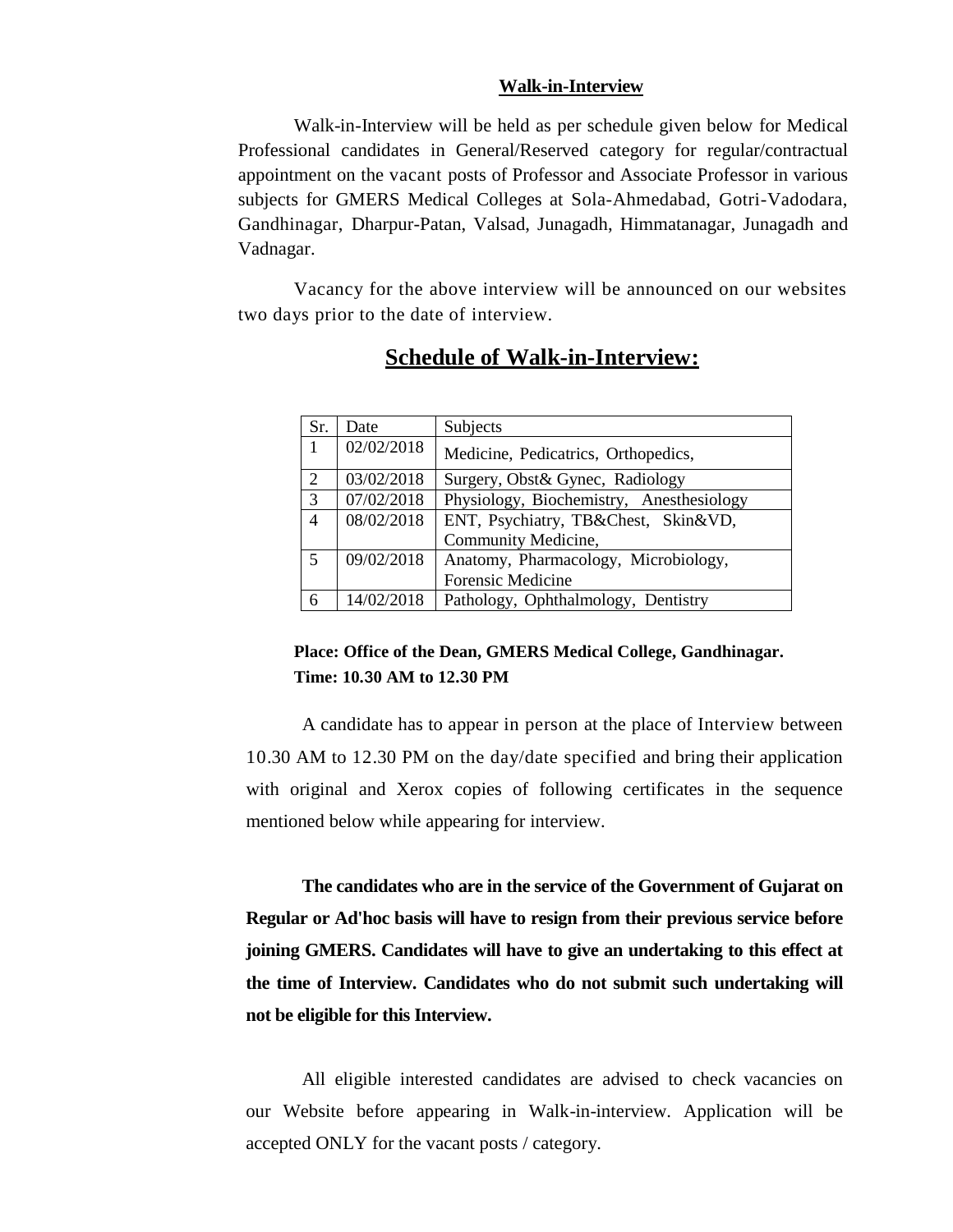## Walk-in-Interview

Walk-in-Interview will be held as per schedule given below for Medical Professional candidates in General/Reserved category for regular/contractual appointment on the vacant posts of Professor and Associate Professor in various subjects for GMERS Medical Colleges at Sola-Ahmedabad, Gotri-Vadodara, Gandhinagar, Dharpur-Patan, Valsad, Junagadh, Himmatanagar, Junagadh and Vadnagar.

Vacancy for the above interview will be announced on our websites two days prior to the date of interview.

## Schedule of Walk-in-Interview:

| Sr. | Date | Subjects |
|---|---|---|
| 1 | 02/02/2018 | Medicine, Pedicatrics, Orthopedics, |
| 2 | 03/02/2018 | Surgery, Obst& Gynec, Radiology |
| 3 | 07/02/2018 | Physiology, Biochemistry, Anesthesiology |
| 4 | 08/02/2018 | ENT, Psychiatry, TB&Chest, Skin&VD, Community Medicine, |
| 5 | 09/02/2018 | Anatomy, Pharmacology, Microbiology, Forensic Medicine |
| 6 | 14/02/2018 | Pathology, Ophthalmology, Dentistry |

**Place: Office of the Dean, GMERS Medical College, Gandhinagar.**
**Time: 10.30 AM to 12.30 PM**

A candidate has to appear in person at the place of Interview between 10.30 AM to 12.30 PM on the day/date specified and bring their application with original and Xerox copies of following certificates in the sequence mentioned below while appearing for interview.

**The candidates who are in the service of the Government of Gujarat on Regular or Ad'hoc basis will have to resign from their previous service before joining GMERS. Candidates will have to give an undertaking to this effect at the time of Interview. Candidates who do not submit such undertaking will not be eligible for this Interview.**

All eligible interested candidates are advised to check vacancies on our Website before appearing in Walk-in-interview. Application will be accepted ONLY for the vacant posts / category.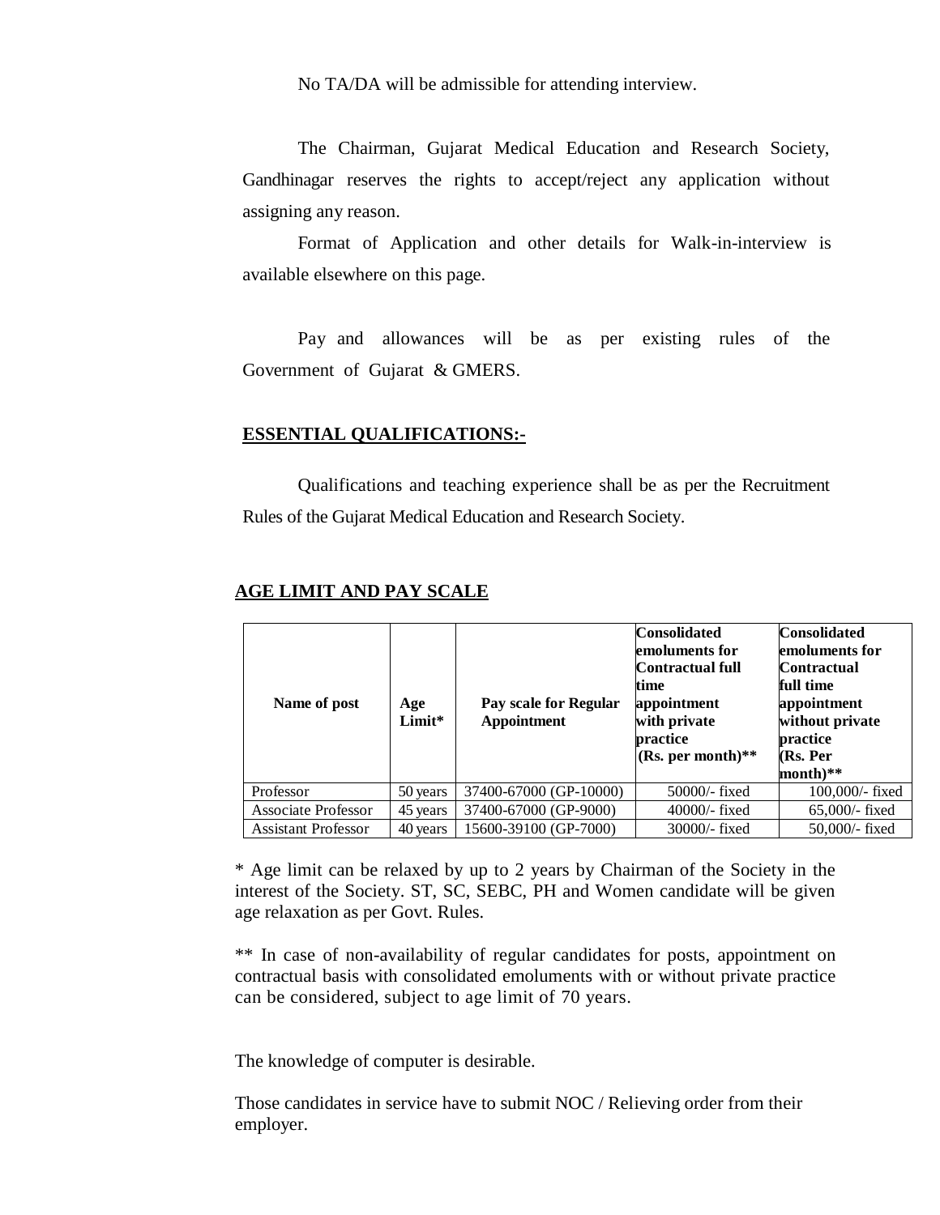No TA/DA will be admissible for attending interview.

The Chairman, Gujarat Medical Education and Research Society, Gandhinagar reserves the rights to accept/reject any application without assigning any reason.

Format of Application and other details for Walk-in-interview is available elsewhere on this page.

Pay and allowances will be as per existing rules of the Government of Gujarat & GMERS.

**ESSENTIAL QUALIFICATIONS:-**

Qualifications and teaching experience shall be as per the Recruitment Rules of the Gujarat Medical Education and Research Society.

**AGE LIMIT AND PAY SCALE**

| Name of post | Age Limit* | Pay scale for Regular Appointment | Consolidated emoluments for Contractual full time appointment with private practice (Rs. per month)** | Consolidated emoluments for Contractual full time appointment without private practice (Rs. Per month)** |
|---|---|---|---|---|
| Professor | 50 years | 37400-67000 (GP-10000) | 50000/- fixed | 100,000/- fixed |
| Associate Professor | 45 years | 37400-67000 (GP-9000) | 40000/- fixed | 65,000/- fixed |
| Assistant Professor | 40 years | 15600-39100 (GP-7000) | 30000/- fixed | 50,000/- fixed |

* Age limit can be relaxed by up to 2 years by Chairman of the Society in the interest of the Society. ST, SC, SEBC, PH and Women candidate will be given age relaxation as per Govt. Rules.

** In case of non-availability of regular candidates for posts, appointment on contractual basis with consolidated emoluments with or without private practice can be considered, subject to age limit of 70 years.

The knowledge of computer is desirable.

Those candidates in service have to submit NOC / Relieving order from their employer.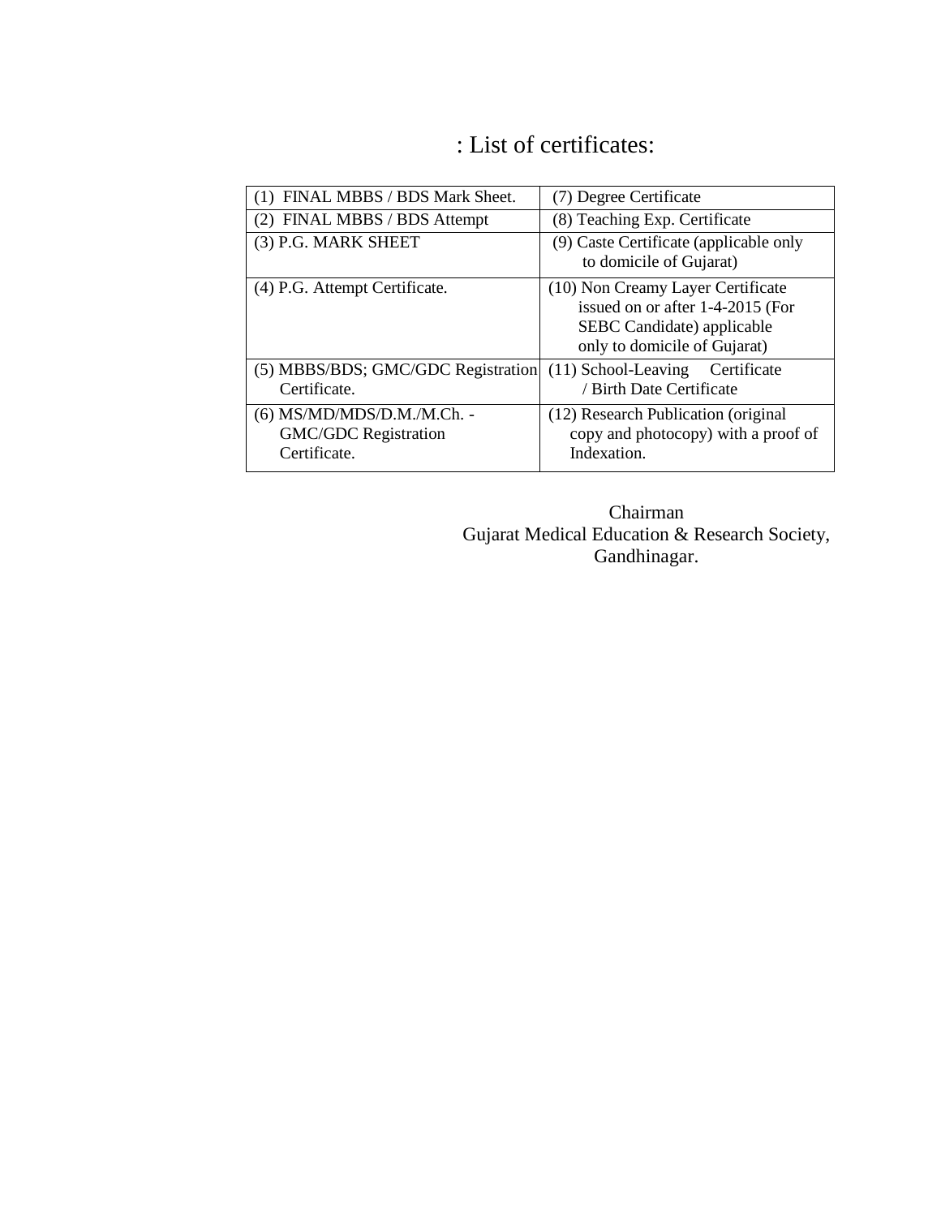## : List of certificates:

| | |
|---|---|
| (1) FINAL MBBS / BDS Mark Sheet. | (7) Degree Certificate |
| (2) FINAL MBBS / BDS Attempt | (8) Teaching Exp. Certificate |
| (3) P.G. MARK SHEET | (9) Caste Certificate (applicable only to domicile of Gujarat) |
| (4) P.G. Attempt Certificate. | (10) Non Creamy Layer Certificate issued on or after 1-4-2015 (For SEBC Candidate) applicable only to domicile of Gujarat) |
| (5) MBBS/BDS; GMC/GDC Registration Certificate. | (11) School-Leaving Certificate / Birth Date Certificate |
| (6) MS/MD/MDS/D.M./M.Ch. - GMC/GDC Registration Certificate. | (12) Research Publication (original copy and photocopy) with a proof of Indexation. |

Chairman
Gujarat Medical Education & Research Society,
Gandhinagar.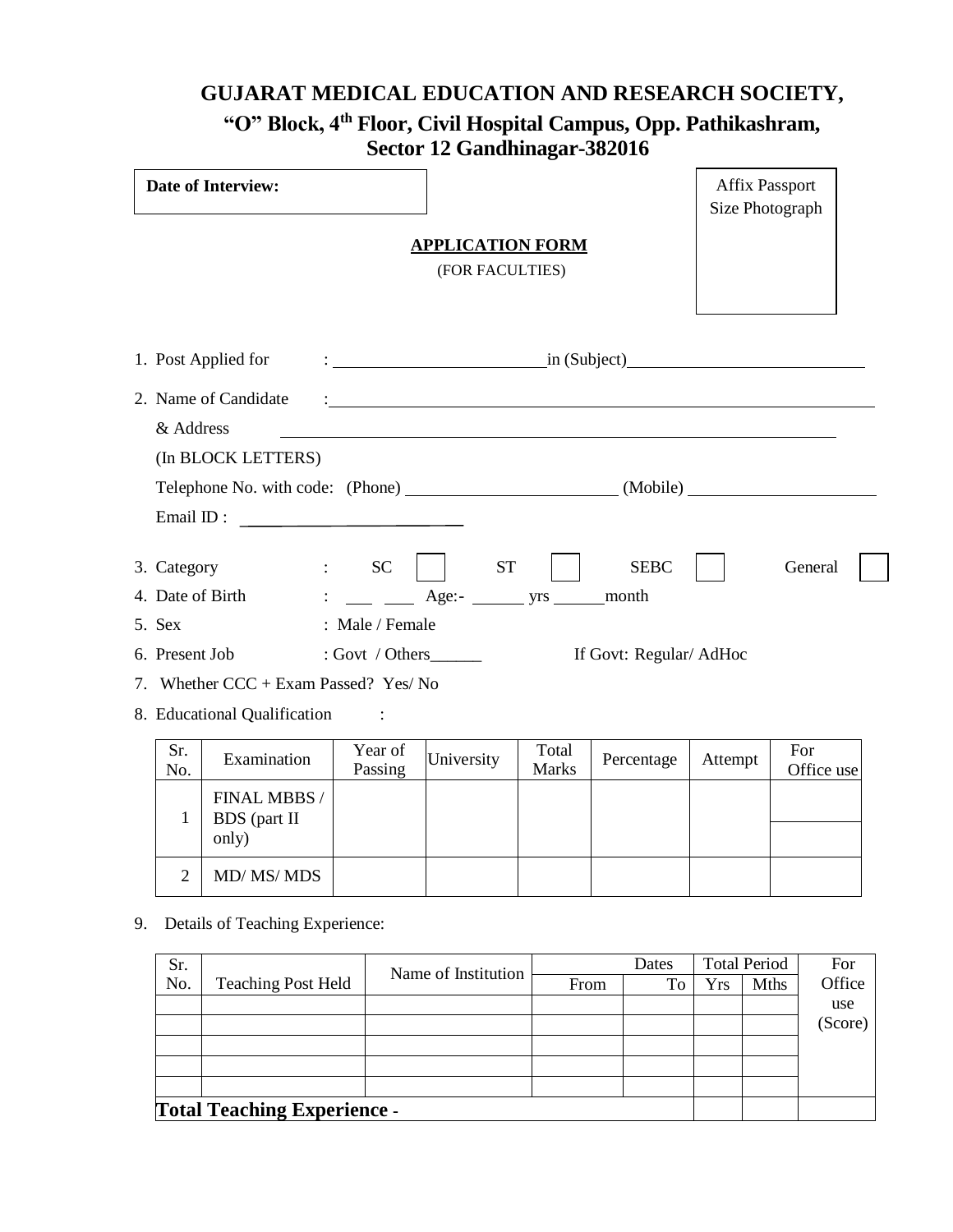# GUJARAT MEDICAL EDUCATION AND RESEARCH SOCIETY,

## "O" Block, 4th Floor, Civil Hospital Campus, Opp. Pathikashram, Sector 12 Gandhinagar-382016

**Date of Interview:**

Affix Passport Size Photograph

**APPLICATION FORM**

(FOR FACULTIES)

1. Post Applied for : ______________________ in (Subject) ______________________
2. Name of Candidate : ____________________________________________
   & Address ____________________________________________
   (In BLOCK LETTERS)
   Telephone No. with code: (Phone) ______________________ (Mobile) ______________________
   Email ID : ______________________
3. Category : SC ☐ ST ☐ SEBC ☐ General ☐
4. Date of Birth : ___ ___ Age:- ______ yrs ______ month
5. Sex : Male / Female
6. Present Job : Govt / Others______ If Govt: Regular/ AdHoc
7. Whether CCC + Exam Passed? Yes/ No
8. Educational Qualification :

| Sr. No. | Examination | Year of Passing | University | Total Marks | Percentage | Attempt | For Office use |
|---|---|---|---|---|---|---|---|
| 1 | FINAL MBBS / BDS (part II only) | | | | | | |
| 2 | MD/ MS/ MDS | | | | | | |

9. Details of Teaching Experience:

| Sr. No. | Teaching Post Held | Name of Institution | Dates | | Total Period | | For Office use (Score) |
|---|---|---|---|---|---|---|---|
| | | | From | To | Yrs | Mths | |
| | | | | | | | |
| | | | | | | | |
| | | | | | | | |
| | | | | | | | |
| | | | | | | | |
| **Total Teaching Experience** - | | | | | | | |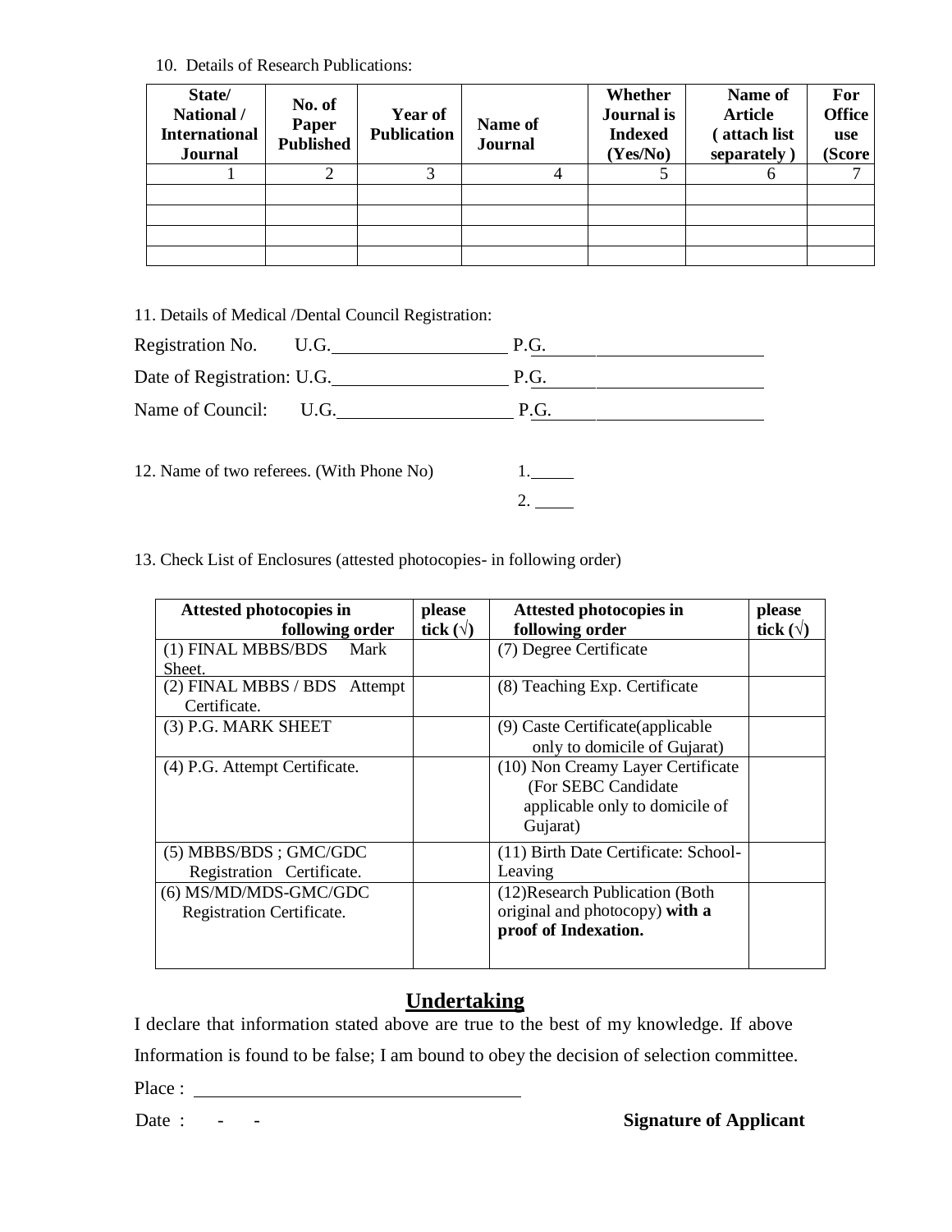10. Details of Research Publications:

| State/ National / International Journal | No. of Paper Published | Year of Publication | Name of Journal | Whether Journal is Indexed (Yes/No) | Name of Article ( attach list separately ) | For Office use (Score |
|---|---|---|---|---|---|---|
| 1 | 2 | 3 | 4 | 5 | 6 | 7 |
| | | | | | | |
| | | | | | | |
| | | | | | | |
| | | | | | | |

11. Details of Medical /Dental Council Registration:

Registration No. U.G.__________________ P.G.__________________________

Date of Registration: U.G.__________________ P.G.__________________________

Name of Council: U.G.__________________ P.G.__________________________

12. Name of two referees. (With Phone No) 1.______

2. ______

13. Check List of Enclosures (attested photocopies- in following order)

| Attested photocopies in following order | please tick (√) | Attested photocopies in following order | please tick (√) |
|---|---|---|---|
| (1) FINAL MBBS/BDS Mark Sheet. | | (7) Degree Certificate | |
| (2) FINAL MBBS / BDS Attempt Certificate. | | (8) Teaching Exp. Certificate | |
| (3) P.G. MARK SHEET | | (9) Caste Certificate(applicable only to domicile of Gujarat) | |
| (4) P.G. Attempt Certificate. | | (10) Non Creamy Layer Certificate (For SEBC Candidate applicable only to domicile of Gujarat) | |
| (5) MBBS/BDS ; GMC/GDC Registration Certificate. | | (11) Birth Date Certificate: School-Leaving | |
| (6) MS/MD/MDS-GMC/GDC Registration Certificate. | | (12)Research Publication (Both original and photocopy) **with a proof of Indexation.** | |

## Undertaking

I declare that information stated above are true to the best of my knowledge. If above Information is found to be false; I am bound to obey the decision of selection committee.

Place : ___________________________________

Date : - - **Signature of Applicant**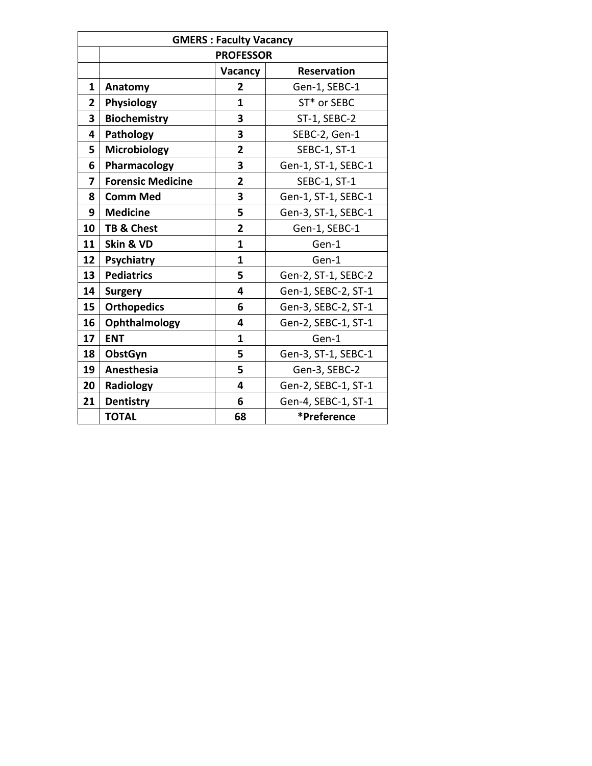| GMERS : Faculty Vacancy | | | |
|---|---|---|---|
| | PROFESSOR | | |
| | | Vacancy | Reservation |
| 1 | Anatomy | 2 | Gen-1, SEBC-1 |
| 2 | Physiology | 1 | ST* or SEBC |
| 3 | Biochemistry | 3 | ST-1, SEBC-2 |
| 4 | Pathology | 3 | SEBC-2, Gen-1 |
| 5 | Microbiology | 2 | SEBC-1, ST-1 |
| 6 | Pharmacology | 3 | Gen-1, ST-1, SEBC-1 |
| 7 | Forensic Medicine | 2 | SEBC-1, ST-1 |
| 8 | Comm Med | 3 | Gen-1, ST-1, SEBC-1 |
| 9 | Medicine | 5 | Gen-3, ST-1, SEBC-1 |
| 10 | TB & Chest | 2 | Gen-1, SEBC-1 |
| 11 | Skin & VD | 1 | Gen-1 |
| 12 | Psychiatry | 1 | Gen-1 |
| 13 | Pediatrics | 5 | Gen-2, ST-1, SEBC-2 |
| 14 | Surgery | 4 | Gen-1, SEBC-2, ST-1 |
| 15 | Orthopedics | 6 | Gen-3, SEBC-2, ST-1 |
| 16 | Ophthalmology | 4 | Gen-2, SEBC-1, ST-1 |
| 17 | ENT | 1 | Gen-1 |
| 18 | ObstGyn | 5 | Gen-3, ST-1, SEBC-1 |
| 19 | Anesthesia | 5 | Gen-3, SEBC-2 |
| 20 | Radiology | 4 | Gen-2, SEBC-1, ST-1 |
| 21 | Dentistry | 6 | Gen-4, SEBC-1, ST-1 |
| | TOTAL | 68 | *Preference |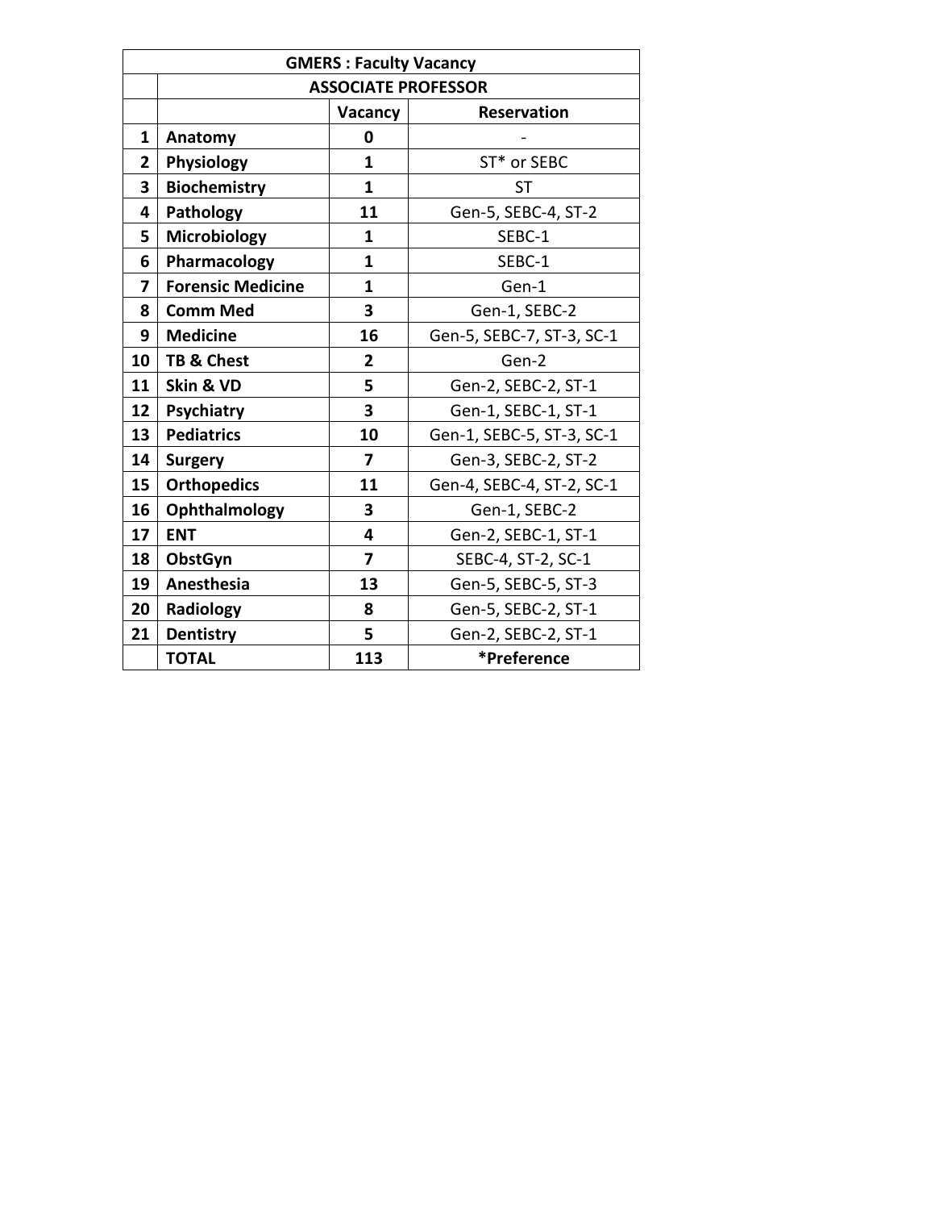| GMERS : Faculty Vacancy | | | |
|---|---|---|---|
| | **ASSOCIATE PROFESSOR** | | |
| | | **Vacancy** | **Reservation** |
| **1** | **Anatomy** | **0** | - |
| **2** | **Physiology** | **1** | ST* or SEBC |
| **3** | **Biochemistry** | **1** | ST |
| **4** | **Pathology** | **11** | Gen-5, SEBC-4, ST-2 |
| **5** | **Microbiology** | **1** | SEBC-1 |
| **6** | **Pharmacology** | **1** | SEBC-1 |
| **7** | **Forensic Medicine** | **1** | Gen-1 |
| **8** | **Comm Med** | **3** | Gen-1, SEBC-2 |
| **9** | **Medicine** | **16** | Gen-5, SEBC-7, ST-3, SC-1 |
| **10** | **TB & Chest** | **2** | Gen-2 |
| **11** | **Skin & VD** | **5** | Gen-2, SEBC-2, ST-1 |
| **12** | **Psychiatry** | **3** | Gen-1, SEBC-1, ST-1 |
| **13** | **Pediatrics** | **10** | Gen-1, SEBC-5, ST-3, SC-1 |
| **14** | **Surgery** | **7** | Gen-3, SEBC-2, ST-2 |
| **15** | **Orthopedics** | **11** | Gen-4, SEBC-4, ST-2, SC-1 |
| **16** | **Ophthalmology** | **3** | Gen-1, SEBC-2 |
| **17** | **ENT** | **4** | Gen-2, SEBC-1, ST-1 |
| **18** | **ObstGyn** | **7** | SEBC-4, ST-2, SC-1 |
| **19** | **Anesthesia** | **13** | Gen-5, SEBC-5, ST-3 |
| **20** | **Radiology** | **8** | Gen-5, SEBC-2, ST-1 |
| **21** | **Dentistry** | **5** | Gen-2, SEBC-2, ST-1 |
| | **TOTAL** | **113** | ***Preference** |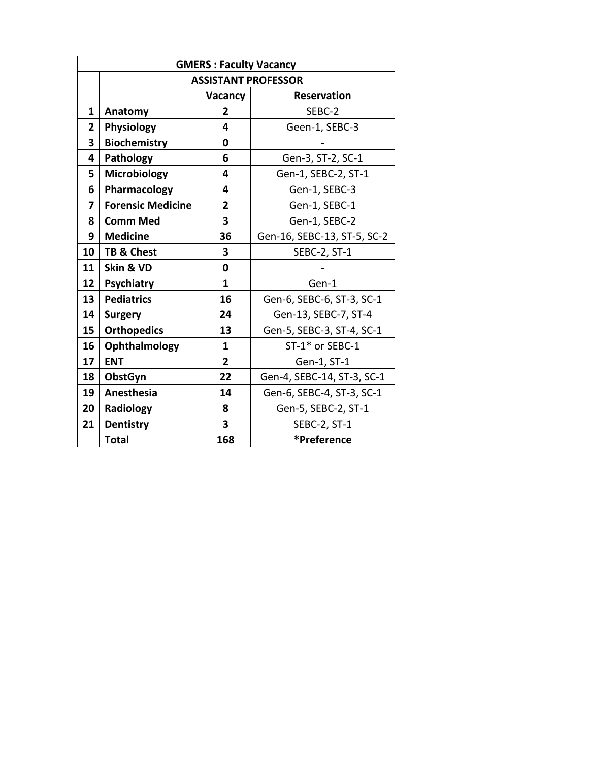| | GMERS : Faculty Vacancy | | |
|---|---|---|---|
| | ASSISTANT PROFESSOR | | |
| | | Vacancy | Reservation |
| 1 | Anatomy | 2 | SEBC-2 |
| 2 | Physiology | 4 | Geen-1, SEBC-3 |
| 3 | Biochemistry | 0 | - |
| 4 | Pathology | 6 | Gen-3, ST-2, SC-1 |
| 5 | Microbiology | 4 | Gen-1, SEBC-2, ST-1 |
| 6 | Pharmacology | 4 | Gen-1, SEBC-3 |
| 7 | Forensic Medicine | 2 | Gen-1, SEBC-1 |
| 8 | Comm Med | 3 | Gen-1, SEBC-2 |
| 9 | Medicine | 36 | Gen-16, SEBC-13, ST-5, SC-2 |
| 10 | TB & Chest | 3 | SEBC-2, ST-1 |
| 11 | Skin & VD | 0 | - |
| 12 | Psychiatry | 1 | Gen-1 |
| 13 | Pediatrics | 16 | Gen-6, SEBC-6, ST-3, SC-1 |
| 14 | Surgery | 24 | Gen-13, SEBC-7, ST-4 |
| 15 | Orthopedics | 13 | Gen-5, SEBC-3, ST-4, SC-1 |
| 16 | Ophthalmology | 1 | ST-1* or SEBC-1 |
| 17 | ENT | 2 | Gen-1, ST-1 |
| 18 | ObstGyn | 22 | Gen-4, SEBC-14, ST-3, SC-1 |
| 19 | Anesthesia | 14 | Gen-6, SEBC-4, ST-3, SC-1 |
| 20 | Radiology | 8 | Gen-5, SEBC-2, ST-1 |
| 21 | Dentistry | 3 | SEBC-2, ST-1 |
| | Total | 168 | *Preference |